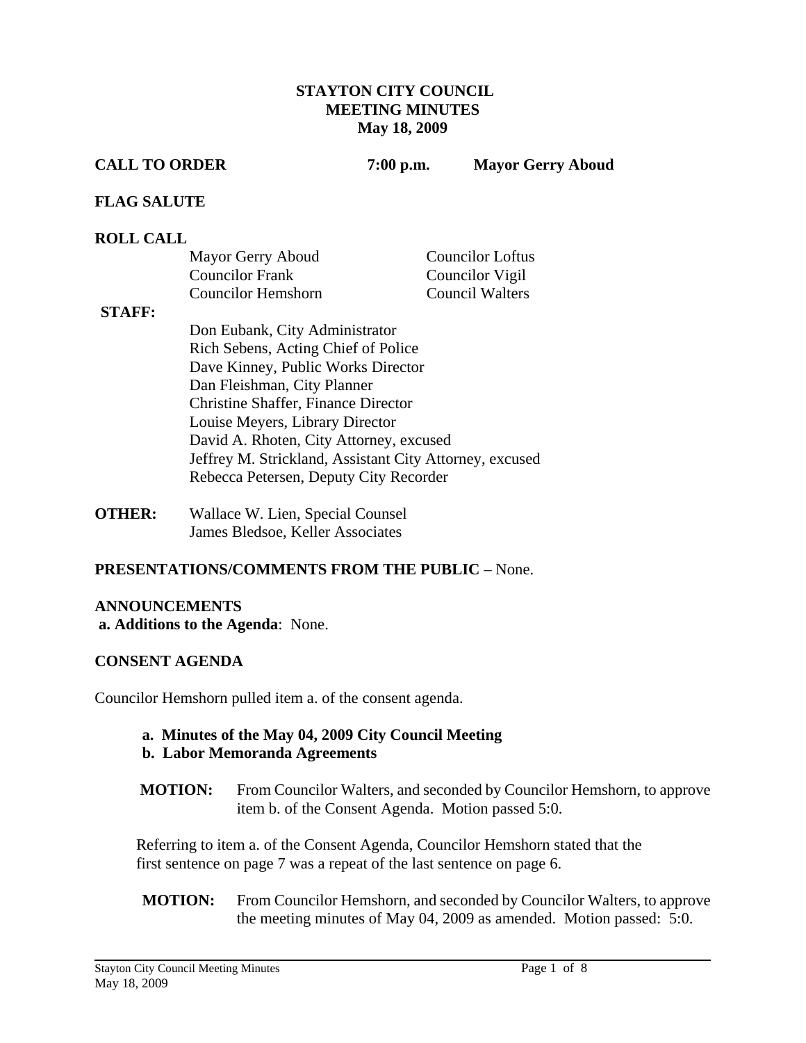# STAYTON CITY COUNCIL
## MEETING MINUTES
### May 18, 2009

**CALL TO ORDER** **7:00 p.m.** **Mayor Gerry Aboud**

**FLAG SALUTE**

**ROLL CALL**

| | |
|---|---|
| Mayor Gerry Aboud | Councilor Loftus |
| Councilor Frank | Councilor Vigil |
| Councilor Hemshorn | Council Walters |

**STAFF:**

Don Eubank, City Administrator
Rich Sebens, Acting Chief of Police
Dave Kinney, Public Works Director
Dan Fleishman, City Planner
Christine Shaffer, Finance Director
Louise Meyers, Library Director
David A. Rhoten, City Attorney, excused
Jeffrey M. Strickland, Assistant City Attorney, excused
Rebecca Petersen, Deputy City Recorder

**OTHER:** Wallace W. Lien, Special Counsel
James Bledsoe, Keller Associates

**PRESENTATIONS/COMMENTS FROM THE PUBLIC** – None.

**ANNOUNCEMENTS**
**a. Additions to the Agenda**: None.

**CONSENT AGENDA**

Councilor Hemshorn pulled item a. of the consent agenda.

**a. Minutes of the May 04, 2009 City Council Meeting**
**b. Labor Memoranda Agreements**

**MOTION:** From Councilor Walters, and seconded by Councilor Hemshorn, to approve item b. of the Consent Agenda. Motion passed 5:0.

Referring to item a. of the Consent Agenda, Councilor Hemshorn stated that the first sentence on page 7 was a repeat of the last sentence on page 6.

**MOTION:** From Councilor Hemshorn, and seconded by Councilor Walters, to approve the meeting minutes of May 04, 2009 as amended. Motion passed: 5:0.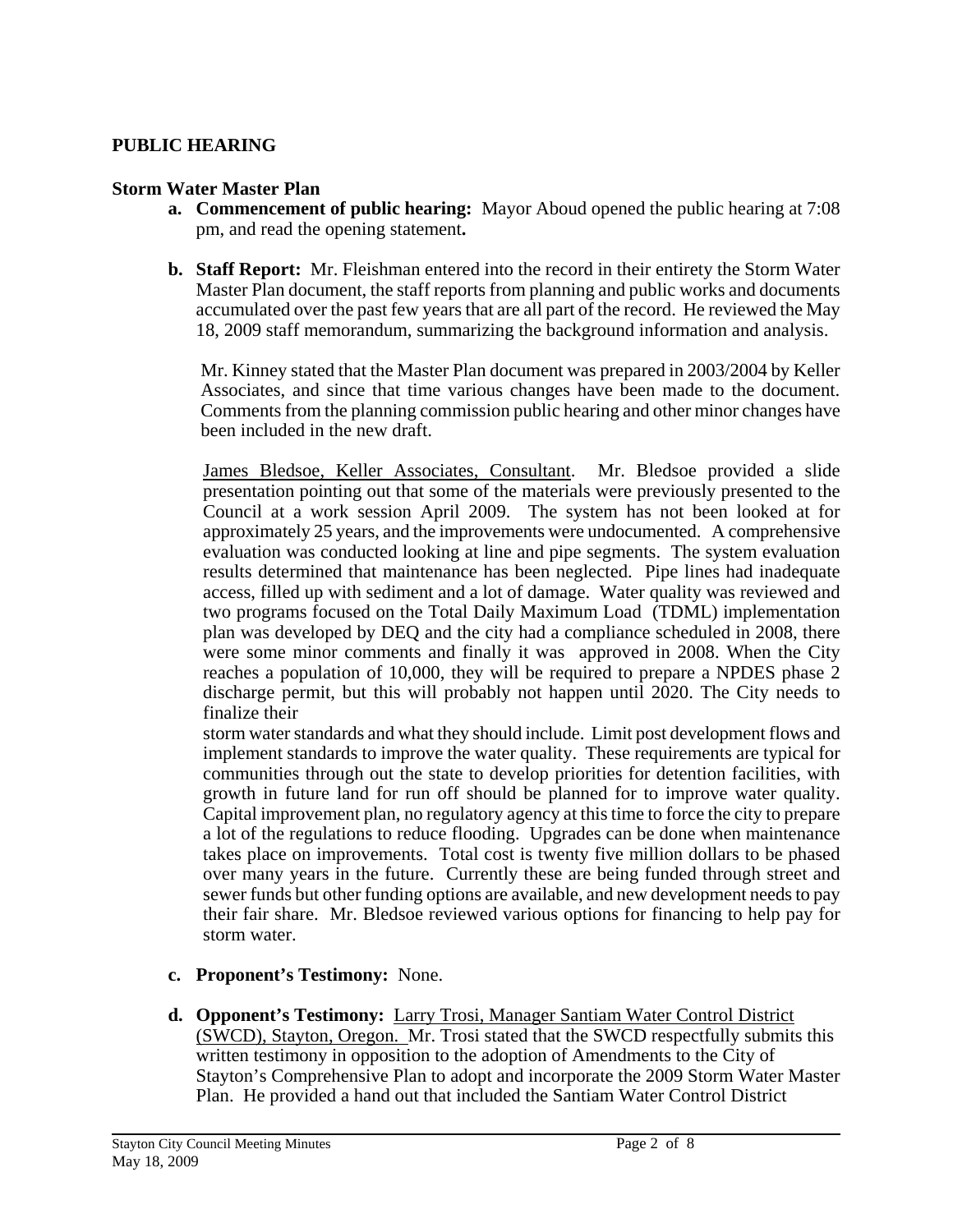## PUBLIC HEARING

### Storm Water Master Plan

**a. Commencement of public hearing:** Mayor Aboud opened the public hearing at 7:08 pm, and read the opening statement**.**

**b. Staff Report:** Mr. Fleishman entered into the record in their entirety the Storm Water Master Plan document, the staff reports from planning and public works and documents accumulated over the past few years that are all part of the record. He reviewed the May 18, 2009 staff memorandum, summarizing the background information and analysis.

Mr. Kinney stated that the Master Plan document was prepared in 2003/2004 by Keller Associates, and since that time various changes have been made to the document. Comments from the planning commission public hearing and other minor changes have been included in the new draft.

James Bledsoe, Keller Associates, Consultant. Mr. Bledsoe provided a slide presentation pointing out that some of the materials were previously presented to the Council at a work session April 2009. The system has not been looked at for approximately 25 years, and the improvements were undocumented. A comprehensive evaluation was conducted looking at line and pipe segments. The system evaluation results determined that maintenance has been neglected. Pipe lines had inadequate access, filled up with sediment and a lot of damage. Water quality was reviewed and two programs focused on the Total Daily Maximum Load (TDML) implementation plan was developed by DEQ and the city had a compliance scheduled in 2008, there were some minor comments and finally it was approved in 2008. When the City reaches a population of 10,000, they will be required to prepare a NPDES phase 2 discharge permit, but this will probably not happen until 2020. The City needs to finalize their storm water standards and what they should include. Limit post development flows and implement standards to improve the water quality. These requirements are typical for communities through out the state to develop priorities for detention facilities, with growth in future land for run off should be planned for to improve water quality. Capital improvement plan, no regulatory agency at this time to force the city to prepare a lot of the regulations to reduce flooding. Upgrades can be done when maintenance takes place on improvements. Total cost is twenty five million dollars to be phased over many years in the future. Currently these are being funded through street and sewer funds but other funding options are available, and new development needs to pay their fair share. Mr. Bledsoe reviewed various options for financing to help pay for storm water.

**c. Proponent's Testimony:** None.

**d. Opponent's Testimony:** Larry Trosi, Manager Santiam Water Control District (SWCD), Stayton, Oregon. Mr. Trosi stated that the SWCD respectfully submits this written testimony in opposition to the adoption of Amendments to the City of Stayton's Comprehensive Plan to adopt and incorporate the 2009 Storm Water Master Plan. He provided a hand out that included the Santiam Water Control District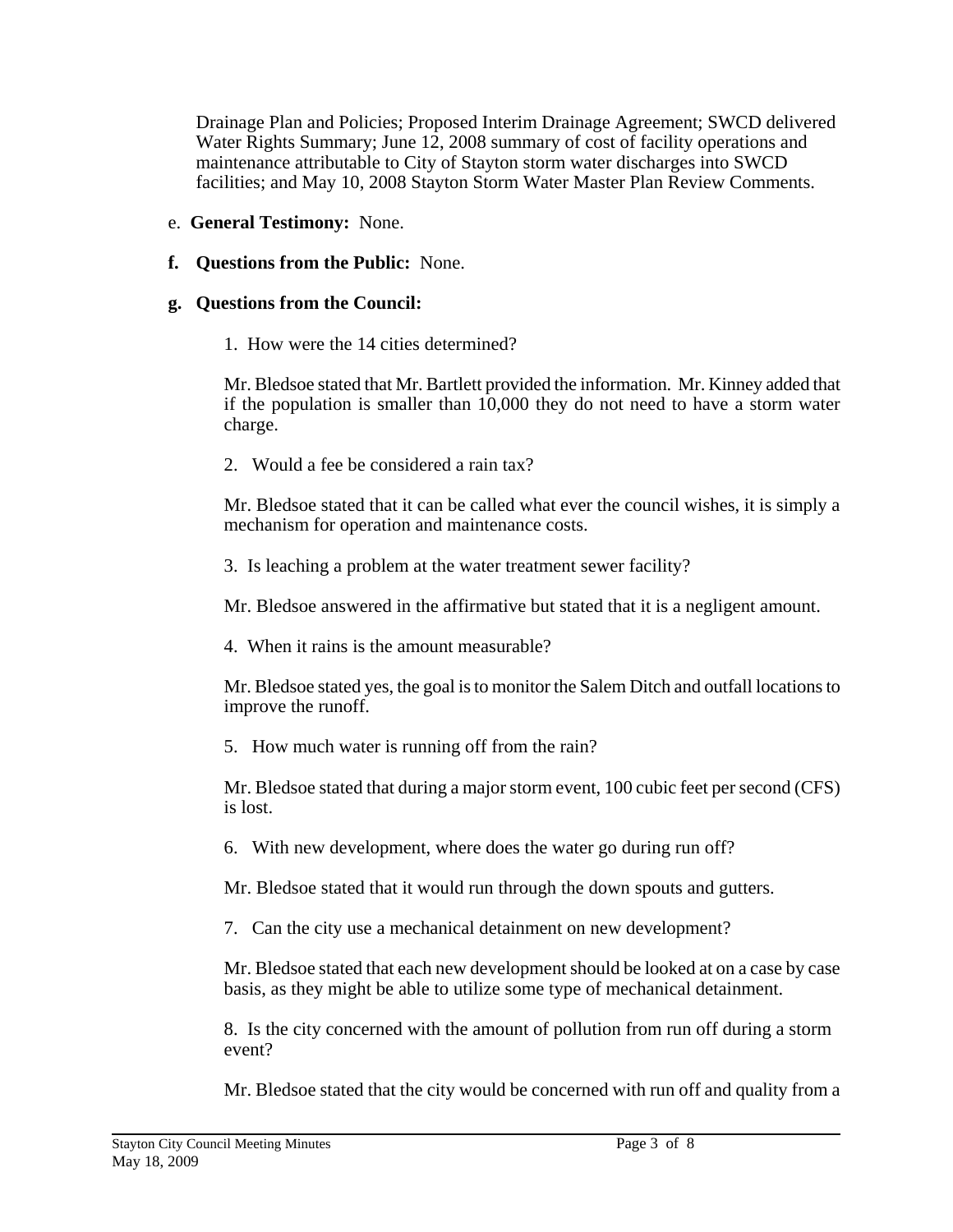Drainage Plan and Policies; Proposed Interim Drainage Agreement; SWCD delivered Water Rights Summary; June 12, 2008 summary of cost of facility operations and maintenance attributable to City of Stayton storm water discharges into SWCD facilities; and May 10, 2008 Stayton Storm Water Master Plan Review Comments.

e. **General Testimony:** None.

**f. Questions from the Public:** None.

**g. Questions from the Council:**

1. How were the 14 cities determined?

Mr. Bledsoe stated that Mr. Bartlett provided the information. Mr. Kinney added that if the population is smaller than 10,000 they do not need to have a storm water charge.

2. Would a fee be considered a rain tax?

Mr. Bledsoe stated that it can be called what ever the council wishes, it is simply a mechanism for operation and maintenance costs.

3. Is leaching a problem at the water treatment sewer facility?

Mr. Bledsoe answered in the affirmative but stated that it is a negligent amount.

4. When it rains is the amount measurable?

Mr. Bledsoe stated yes, the goal is to monitor the Salem Ditch and outfall locations to improve the runoff.

5. How much water is running off from the rain?

Mr. Bledsoe stated that during a major storm event, 100 cubic feet per second (CFS) is lost.

6. With new development, where does the water go during run off?

Mr. Bledsoe stated that it would run through the down spouts and gutters.

7. Can the city use a mechanical detainment on new development?

Mr. Bledsoe stated that each new development should be looked at on a case by case basis, as they might be able to utilize some type of mechanical detainment.

8. Is the city concerned with the amount of pollution from run off during a storm event?

Mr. Bledsoe stated that the city would be concerned with run off and quality from a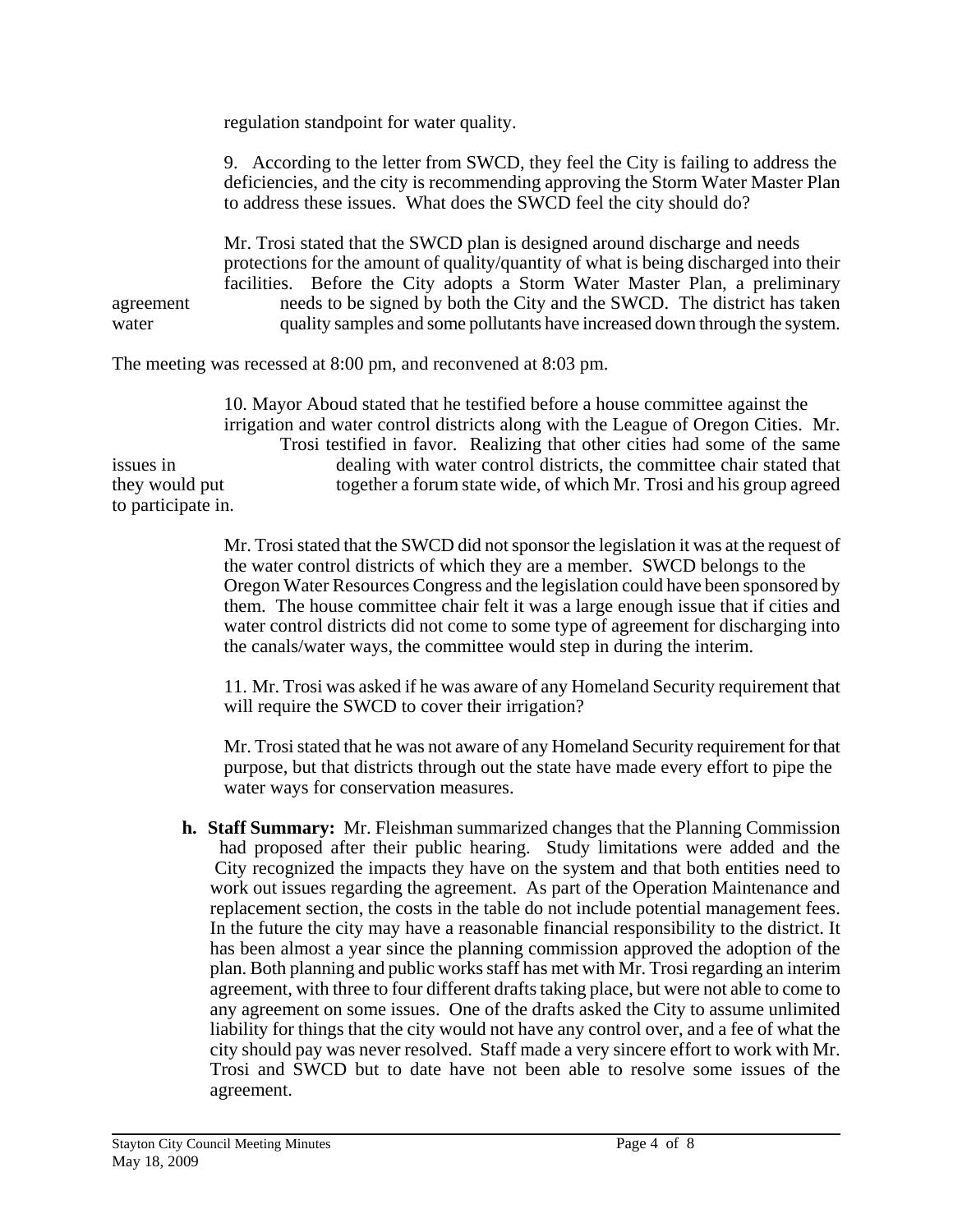regulation standpoint for water quality.

9. According to the letter from SWCD, they feel the City is failing to address the deficiencies, and the city is recommending approving the Storm Water Master Plan to address these issues. What does the SWCD feel the city should do?

Mr. Trosi stated that the SWCD plan is designed around discharge and needs protections for the amount of quality/quantity of what is being discharged into their facilities. Before the City adopts a Storm Water Master Plan, a preliminary agreement needs to be signed by both the City and the SWCD. The district has taken water quality samples and some pollutants have increased down through the system.

The meeting was recessed at 8:00 pm, and reconvened at 8:03 pm.

10. Mayor Aboud stated that he testified before a house committee against the irrigation and water control districts along with the League of Oregon Cities. Mr. Trosi testified in favor. Realizing that other cities had some of the same issues in dealing with water control districts, the committee chair stated that they would put together a forum state wide, of which Mr. Trosi and his group agreed to participate in.

Mr. Trosi stated that the SWCD did not sponsor the legislation it was at the request of the water control districts of which they are a member. SWCD belongs to the Oregon Water Resources Congress and the legislation could have been sponsored by them. The house committee chair felt it was a large enough issue that if cities and water control districts did not come to some type of agreement for discharging into the canals/water ways, the committee would step in during the interim.

11. Mr. Trosi was asked if he was aware of any Homeland Security requirement that will require the SWCD to cover their irrigation?

Mr. Trosi stated that he was not aware of any Homeland Security requirement for that purpose, but that districts through out the state have made every effort to pipe the water ways for conservation measures.

**h. Staff Summary:** Mr. Fleishman summarized changes that the Planning Commission had proposed after their public hearing. Study limitations were added and the City recognized the impacts they have on the system and that both entities need to work out issues regarding the agreement. As part of the Operation Maintenance and replacement section, the costs in the table do not include potential management fees. In the future the city may have a reasonable financial responsibility to the district. It has been almost a year since the planning commission approved the adoption of the plan. Both planning and public works staff has met with Mr. Trosi regarding an interim agreement, with three to four different drafts taking place, but were not able to come to any agreement on some issues. One of the drafts asked the City to assume unlimited liability for things that the city would not have any control over, and a fee of what the city should pay was never resolved. Staff made a very sincere effort to work with Mr. Trosi and SWCD but to date have not been able to resolve some issues of the agreement.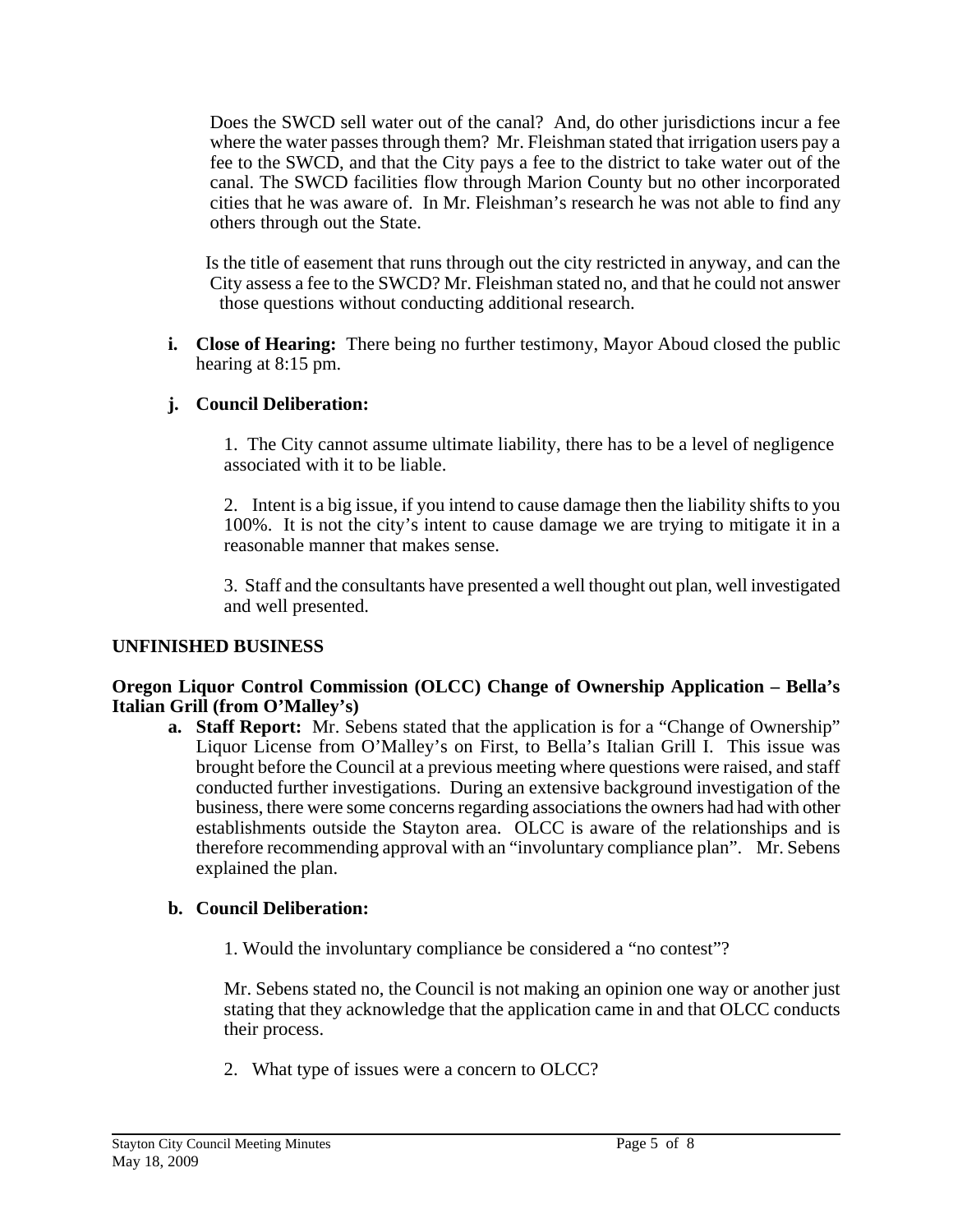Does the SWCD sell water out of the canal? And, do other jurisdictions incur a fee where the water passes through them? Mr. Fleishman stated that irrigation users pay a fee to the SWCD, and that the City pays a fee to the district to take water out of the canal. The SWCD facilities flow through Marion County but no other incorporated cities that he was aware of. In Mr. Fleishman's research he was not able to find any others through out the State.

Is the title of easement that runs through out the city restricted in anyway, and can the City assess a fee to the SWCD? Mr. Fleishman stated no, and that he could not answer those questions without conducting additional research.

**i. Close of Hearing:** There being no further testimony, Mayor Aboud closed the public hearing at 8:15 pm.

**j. Council Deliberation:**

1. The City cannot assume ultimate liability, there has to be a level of negligence associated with it to be liable.

2. Intent is a big issue, if you intend to cause damage then the liability shifts to you 100%. It is not the city's intent to cause damage we are trying to mitigate it in a reasonable manner that makes sense.

3. Staff and the consultants have presented a well thought out plan, well investigated and well presented.

## UNFINISHED BUSINESS

### Oregon Liquor Control Commission (OLCC) Change of Ownership Application – Bella's Italian Grill (from O'Malley's)

**a. Staff Report:** Mr. Sebens stated that the application is for a "Change of Ownership" Liquor License from O'Malley's on First, to Bella's Italian Grill I. This issue was brought before the Council at a previous meeting where questions were raised, and staff conducted further investigations. During an extensive background investigation of the business, there were some concerns regarding associations the owners had had with other establishments outside the Stayton area. OLCC is aware of the relationships and is therefore recommending approval with an "involuntary compliance plan". Mr. Sebens explained the plan.

**b. Council Deliberation:**

1. Would the involuntary compliance be considered a "no contest"?

Mr. Sebens stated no, the Council is not making an opinion one way or another just stating that they acknowledge that the application came in and that OLCC conducts their process.

2. What type of issues were a concern to OLCC?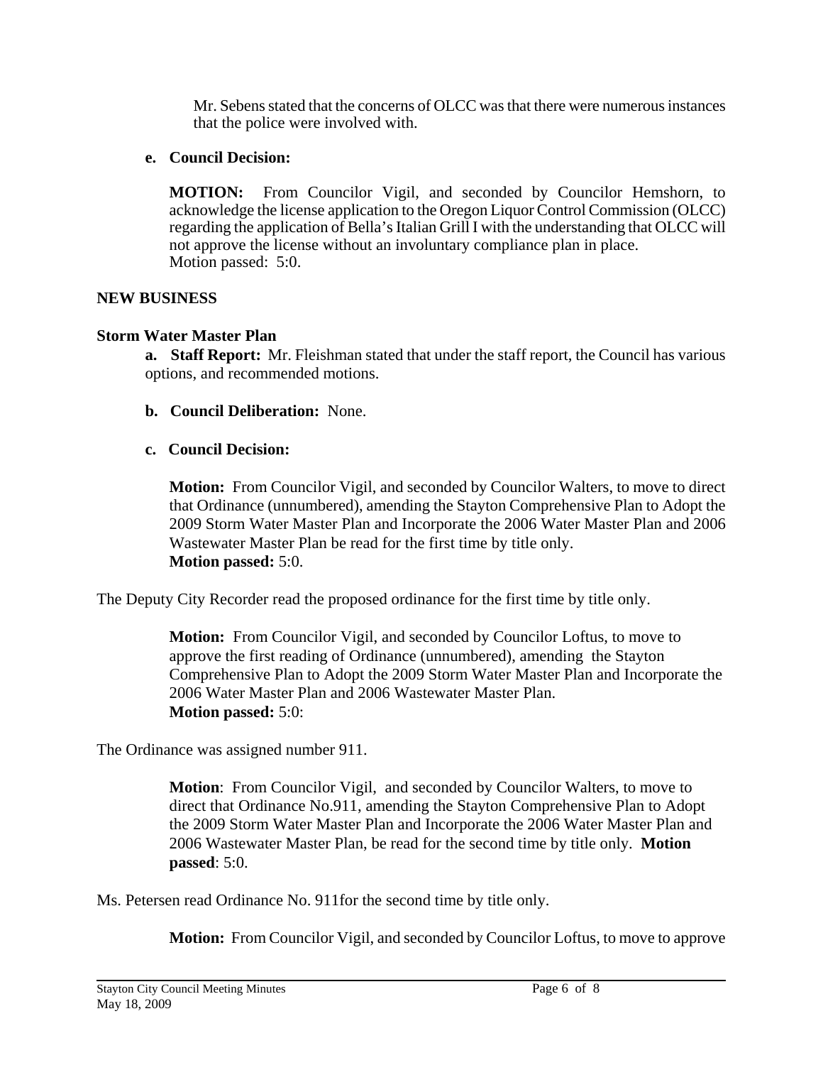Mr. Sebens stated that the concerns of OLCC was that there were numerous instances that the police were involved with.

**e. Council Decision:**

**MOTION:** From Councilor Vigil, and seconded by Councilor Hemshorn, to acknowledge the license application to the Oregon Liquor Control Commission (OLCC) regarding the application of Bella's Italian Grill I with the understanding that OLCC will not approve the license without an involuntary compliance plan in place.
Motion passed: 5:0.

## NEW BUSINESS

### Storm Water Master Plan

**a. Staff Report:** Mr. Fleishman stated that under the staff report, the Council has various options, and recommended motions.

**b. Council Deliberation:** None.

**c. Council Decision:**

**Motion:** From Councilor Vigil, and seconded by Councilor Walters, to move to direct that Ordinance (unnumbered), amending the Stayton Comprehensive Plan to Adopt the 2009 Storm Water Master Plan and Incorporate the 2006 Water Master Plan and 2006 Wastewater Master Plan be read for the first time by title only.
**Motion passed:** 5:0.

The Deputy City Recorder read the proposed ordinance for the first time by title only.

**Motion:** From Councilor Vigil, and seconded by Councilor Loftus, to move to approve the first reading of Ordinance (unnumbered), amending the Stayton Comprehensive Plan to Adopt the 2009 Storm Water Master Plan and Incorporate the 2006 Water Master Plan and 2006 Wastewater Master Plan.
**Motion passed:** 5:0:

The Ordinance was assigned number 911.

**Motion**: From Councilor Vigil, and seconded by Councilor Walters, to move to direct that Ordinance No.911, amending the Stayton Comprehensive Plan to Adopt the 2009 Storm Water Master Plan and Incorporate the 2006 Water Master Plan and 2006 Wastewater Master Plan, be read for the second time by title only. **Motion passed**: 5:0.

Ms. Petersen read Ordinance No. 911for the second time by title only.

**Motion:** From Councilor Vigil, and seconded by Councilor Loftus, to move to approve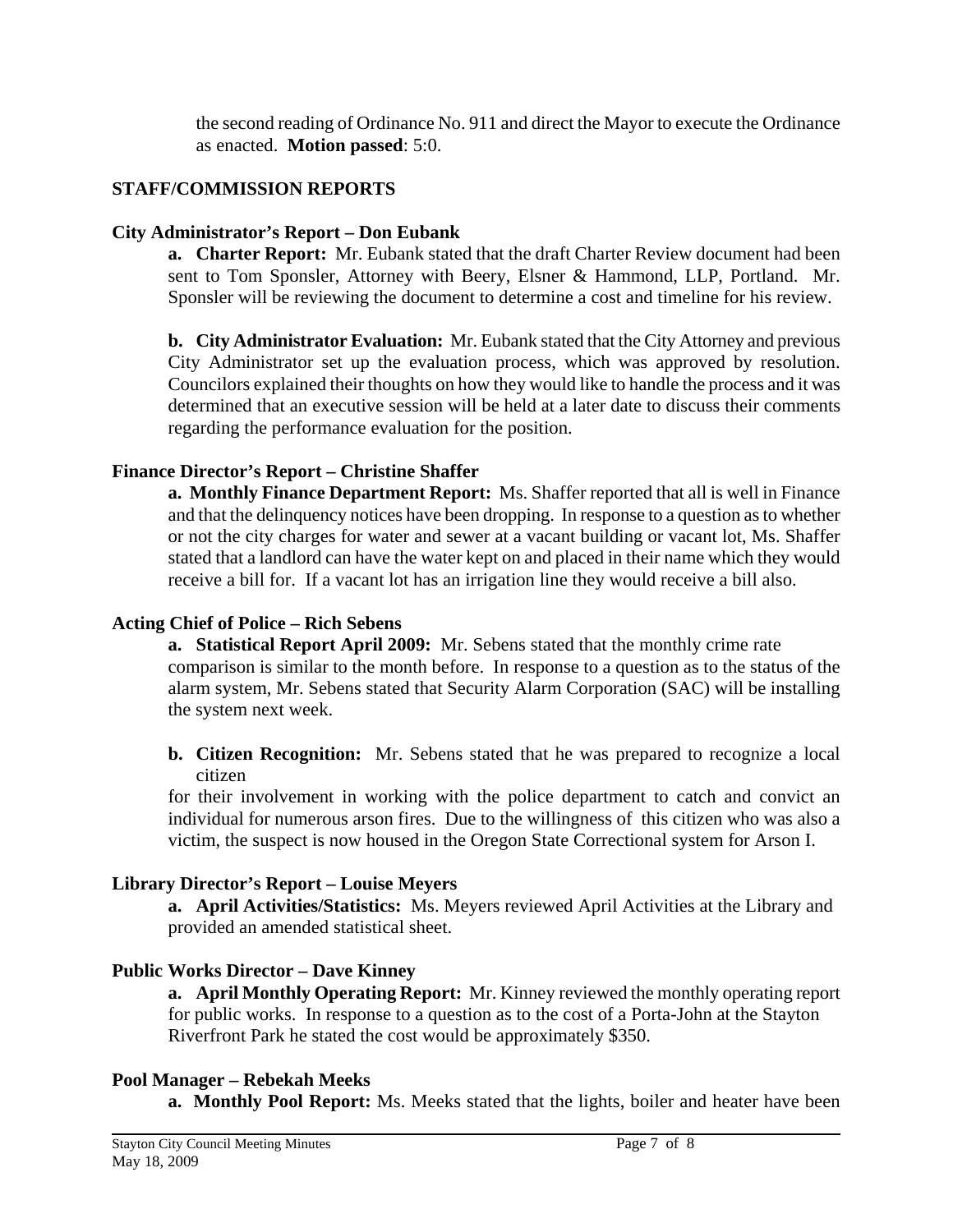the second reading of Ordinance No. 911 and direct the Mayor to execute the Ordinance as enacted. **Motion passed**: 5:0.

## STAFF/COMMISSION REPORTS

### City Administrator's Report – Don Eubank

**a. Charter Report:** Mr. Eubank stated that the draft Charter Review document had been sent to Tom Sponsler, Attorney with Beery, Elsner & Hammond, LLP, Portland. Mr. Sponsler will be reviewing the document to determine a cost and timeline for his review.

**b. City Administrator Evaluation:** Mr. Eubank stated that the City Attorney and previous City Administrator set up the evaluation process, which was approved by resolution. Councilors explained their thoughts on how they would like to handle the process and it was determined that an executive session will be held at a later date to discuss their comments regarding the performance evaluation for the position.

### Finance Director's Report – Christine Shaffer

**a. Monthly Finance Department Report:** Ms. Shaffer reported that all is well in Finance and that the delinquency notices have been dropping. In response to a question as to whether or not the city charges for water and sewer at a vacant building or vacant lot, Ms. Shaffer stated that a landlord can have the water kept on and placed in their name which they would receive a bill for. If a vacant lot has an irrigation line they would receive a bill also.

### Acting Chief of Police – Rich Sebens

**a. Statistical Report April 2009:** Mr. Sebens stated that the monthly crime rate comparison is similar to the month before. In response to a question as to the status of the alarm system, Mr. Sebens stated that Security Alarm Corporation (SAC) will be installing the system next week.

**b. Citizen Recognition:** Mr. Sebens stated that he was prepared to recognize a local citizen for their involvement in working with the police department to catch and convict an individual for numerous arson fires. Due to the willingness of this citizen who was also a victim, the suspect is now housed in the Oregon State Correctional system for Arson I.

### Library Director's Report – Louise Meyers

**a. April Activities/Statistics:** Ms. Meyers reviewed April Activities at the Library and provided an amended statistical sheet.

### Public Works Director – Dave Kinney

**a. April Monthly Operating Report:** Mr. Kinney reviewed the monthly operating report for public works. In response to a question as to the cost of a Porta-John at the Stayton Riverfront Park he stated the cost would be approximately $350.

### Pool Manager – Rebekah Meeks

**a. Monthly Pool Report:** Ms. Meeks stated that the lights, boiler and heater have been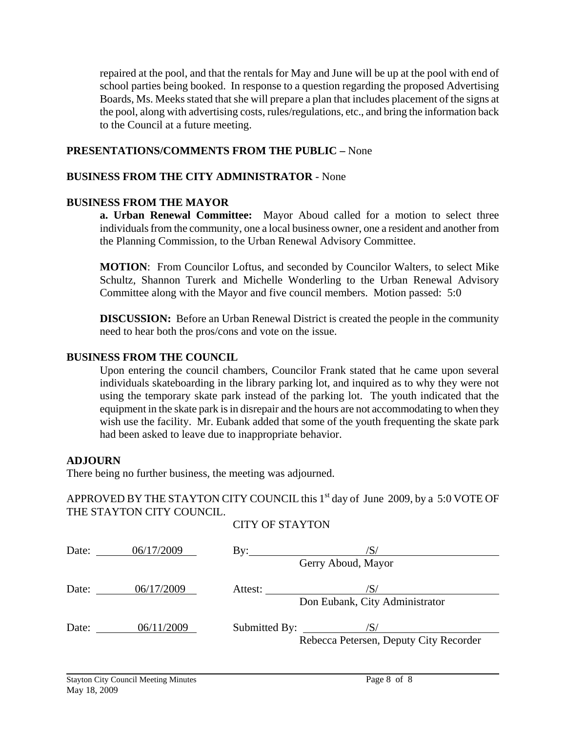repaired at the pool, and that the rentals for May and June will be up at the pool with end of school parties being booked. In response to a question regarding the proposed Advertising Boards, Ms. Meeks stated that she will prepare a plan that includes placement of the signs at the pool, along with advertising costs, rules/regulations, etc., and bring the information back to the Council at a future meeting.

**PRESENTATIONS/COMMENTS FROM THE PUBLIC –** None

**BUSINESS FROM THE CITY ADMINISTRATOR** - None

**BUSINESS FROM THE MAYOR**

**a. Urban Renewal Committee:** Mayor Aboud called for a motion to select three individuals from the community, one a local business owner, one a resident and another from the Planning Commission, to the Urban Renewal Advisory Committee.

**MOTION**: From Councilor Loftus, and seconded by Councilor Walters, to select Mike Schultz, Shannon Turerk and Michelle Wonderling to the Urban Renewal Advisory Committee along with the Mayor and five council members. Motion passed: 5:0

**DISCUSSION:** Before an Urban Renewal District is created the people in the community need to hear both the pros/cons and vote on the issue.

**BUSINESS FROM THE COUNCIL**

Upon entering the council chambers, Councilor Frank stated that he came upon several individuals skateboarding in the library parking lot, and inquired as to why they were not using the temporary skate park instead of the parking lot. The youth indicated that the equipment in the skate park is in disrepair and the hours are not accommodating to when they wish use the facility. Mr. Eubank added that some of the youth frequenting the skate park had been asked to leave due to inappropriate behavior.

**ADJOURN**

There being no further business, the meeting was adjourned.

APPROVED BY THE STAYTON CITY COUNCIL this 1st day of June 2009, by a 5:0 VOTE OF THE STAYTON CITY COUNCIL.

CITY OF STAYTON

Date: 06/17/2009 By: /S/
Gerry Aboud, Mayor

Date: 06/17/2009 Attest: /S/
Don Eubank, City Administrator

Date: 06/11/2009 Submitted By: /S/
Rebecca Petersen, Deputy City Recorder